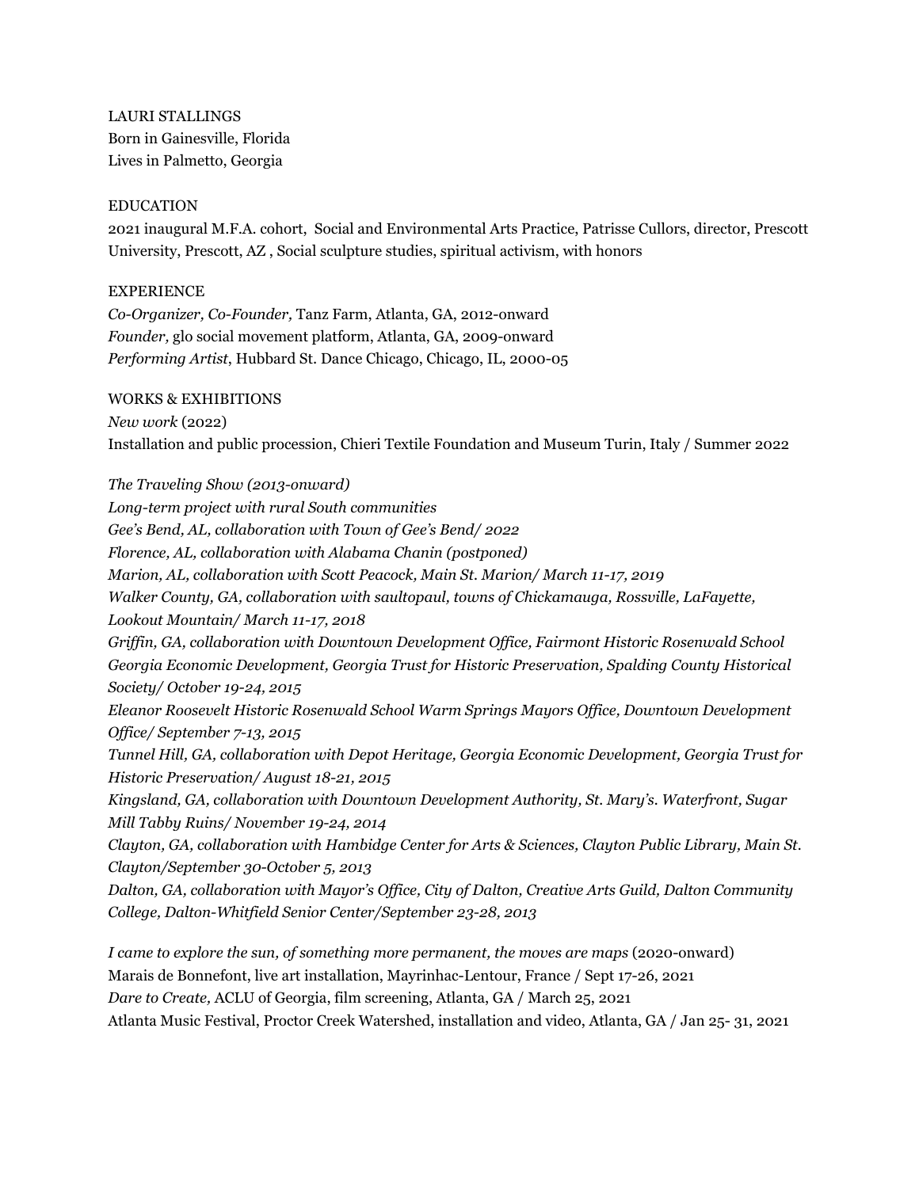LAURI STALLINGS
Born in Gainesville, Florida
Lives in Palmetto, Georgia

## EDUCATION

2021 inaugural M.F.A. cohort, Social and Environmental Arts Practice, Patrisse Cullors, director, Prescott University, Prescott, AZ , Social sculpture studies, spiritual activism, with honors

## EXPERIENCE

*Co-Organizer, Co-Founder,* Tanz Farm, Atlanta, GA, 2012-onward
*Founder,* glo social movement platform, Atlanta, GA, 2009-onward
*Performing Artist*, Hubbard St. Dance Chicago, Chicago, IL, 2000-05

## WORKS & EXHIBITIONS

*New work* (2022)
Installation and public procession, Chieri Textile Foundation and Museum Turin, Italy / Summer 2022

*The Traveling Show (2013-onward)*
*Long-term project with rural South communities*
*Gee's Bend, AL, collaboration with Town of Gee's Bend/ 2022*
*Florence, AL, collaboration with Alabama Chanin (postponed)*
*Marion, AL, collaboration with Scott Peacock, Main St. Marion/ March 11-17, 2019*
*Walker County, GA, collaboration with saultopaul, towns of Chickamauga, Rossville, LaFayette, Lookout Mountain/ March 11-17, 2018*
*Griffin, GA, collaboration with Downtown Development Office, Fairmont Historic Rosenwald School Georgia Economic Development, Georgia Trust for Historic Preservation, Spalding County Historical Society/ October 19-24, 2015*
*Eleanor Roosevelt Historic Rosenwald School Warm Springs Mayors Office, Downtown Development Office/ September 7-13, 2015*
*Tunnel Hill, GA, collaboration with Depot Heritage, Georgia Economic Development, Georgia Trust for Historic Preservation/ August 18-21, 2015*
*Kingsland, GA, collaboration with Downtown Development Authority, St. Mary's. Waterfront, Sugar Mill Tabby Ruins/ November 19-24, 2014*
*Clayton, GA, collaboration with Hambidge Center for Arts & Sciences, Clayton Public Library, Main St. Clayton/September 30-October 5, 2013*
*Dalton, GA, collaboration with Mayor's Office, City of Dalton, Creative Arts Guild, Dalton Community College, Dalton-Whitfield Senior Center/September 23-28, 2013*

*I came to explore the sun, of something more permanent, the moves are maps* (2020-onward)
Marais de Bonnefont, live art installation, Mayrinhac-Lentour, France / Sept 17-26, 2021
*Dare to Create,* ACLU of Georgia, film screening, Atlanta, GA / March 25, 2021
Atlanta Music Festival, Proctor Creek Watershed, installation and video, Atlanta, GA / Jan 25- 31, 2021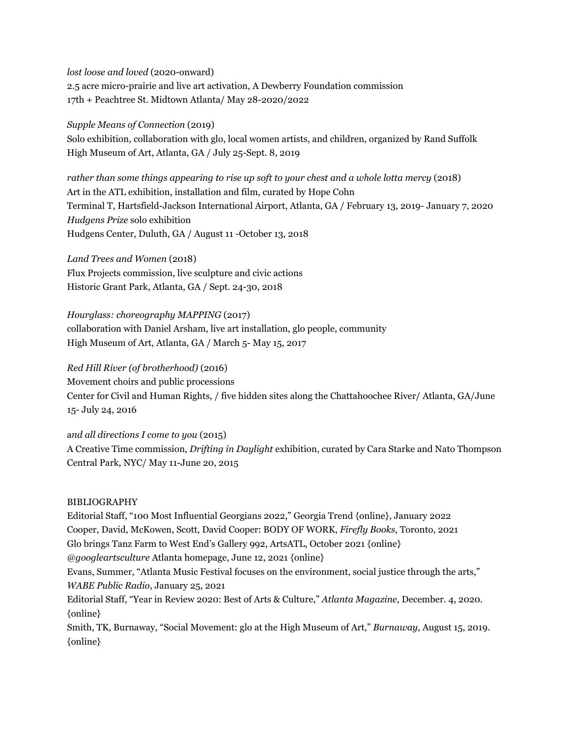*lost loose and loved* (2020-onward)
2.5 acre micro-prairie and live art activation, A Dewberry Foundation commission
17th + Peachtree St. Midtown Atlanta/ May 28-2020/2022

*Supple Means of Connection* (2019)
Solo exhibition, collaboration with glo, local women artists, and children, organized by Rand Suffolk
High Museum of Art, Atlanta, GA / July 25-Sept. 8, 2019

*rather than some things appearing to rise up soft to your chest and a whole lotta mercy* (2018)
Art in the ATL exhibition, installation and film, curated by Hope Cohn
Terminal T, Hartsfield-Jackson International Airport, Atlanta, GA / February 13, 2019- January 7, 2020
*Hudgens Prize* solo exhibition
Hudgens Center, Duluth, GA / August 11 -October 13, 2018

*Land Trees and Women* (2018)
Flux Projects commission, live sculpture and civic actions
Historic Grant Park, Atlanta, GA / Sept. 24-30, 2018

*Hourglass: choreography MAPPING* (2017)
collaboration with Daniel Arsham, live art installation, glo people, community
High Museum of Art, Atlanta, GA / March 5- May 15, 2017

*Red Hill River (of brotherhood)* (2016)
Movement choirs and public processions
Center for Civil and Human Rights, / five hidden sites along the Chattahoochee River/ Atlanta, GA/June 15- July 24, 2016

a*nd all directions I come to you* (2015)
A Creative Time commission, *Drifting in Daylight* exhibition, curated by Cara Starke and Nato Thompson
Central Park, NYC/ May 11-June 20, 2015

BIBLIOGRAPHY
Editorial Staff, "100 Most Influential Georgians 2022," Georgia Trend {online}, January 2022
Cooper, David, McKowen, Scott, David Cooper: BODY OF WORK, *Firefly Books*, Toronto, 2021
Glo brings Tanz Farm to West End's Gallery 992, ArtsATL, October 2021 {online}
*@googleartsculture* Atlanta homepage, June 12, 2021 {online}
Evans, Summer, "Atlanta Music Festival focuses on the environment, social justice through the arts," *WABE Public Radio*, January 25, 2021
Editorial Staff, "Year in Review 2020: Best of Arts & Culture," *Atlanta Magazine*, December. 4, 2020. {online}
Smith, TK, Burnaway, "Social Movement: glo at the High Museum of Art," *Burnaway*, August 15, 2019. {online}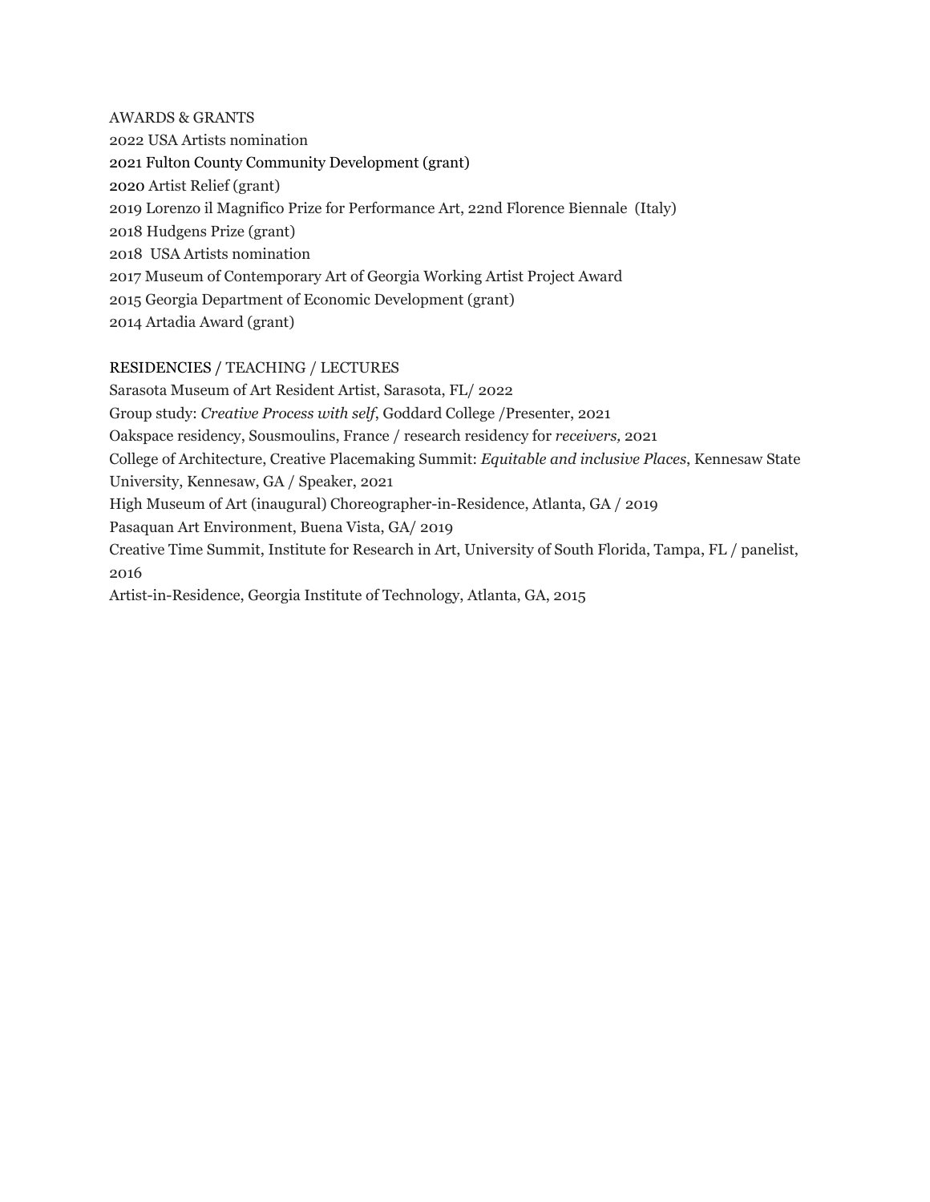AWARDS & GRANTS

2022 USA Artists nomination

2021 Fulton County Community Development (grant)

2020 Artist Relief (grant)

2019 Lorenzo il Magnifico Prize for Performance Art, 22nd Florence Biennale (Italy)

2018 Hudgens Prize (grant)

2018 USA Artists nomination

2017 Museum of Contemporary Art of Georgia Working Artist Project Award

2015 Georgia Department of Economic Development (grant)

2014 Artadia Award (grant)

RESIDENCIES / TEACHING / LECTURES

Sarasota Museum of Art Resident Artist, Sarasota, FL/ 2022

Group study: *Creative Process with self*, Goddard College /Presenter, 2021

Oakspace residency, Sousmoulins, France / research residency for *receivers,* 2021

College of Architecture, Creative Placemaking Summit: *Equitable and inclusive Places*, Kennesaw State University, Kennesaw, GA / Speaker, 2021

High Museum of Art (inaugural) Choreographer-in-Residence, Atlanta, GA / 2019

Pasaquan Art Environment, Buena Vista, GA/ 2019

Creative Time Summit, Institute for Research in Art, University of South Florida, Tampa, FL / panelist, 2016

Artist-in-Residence, Georgia Institute of Technology, Atlanta, GA, 2015